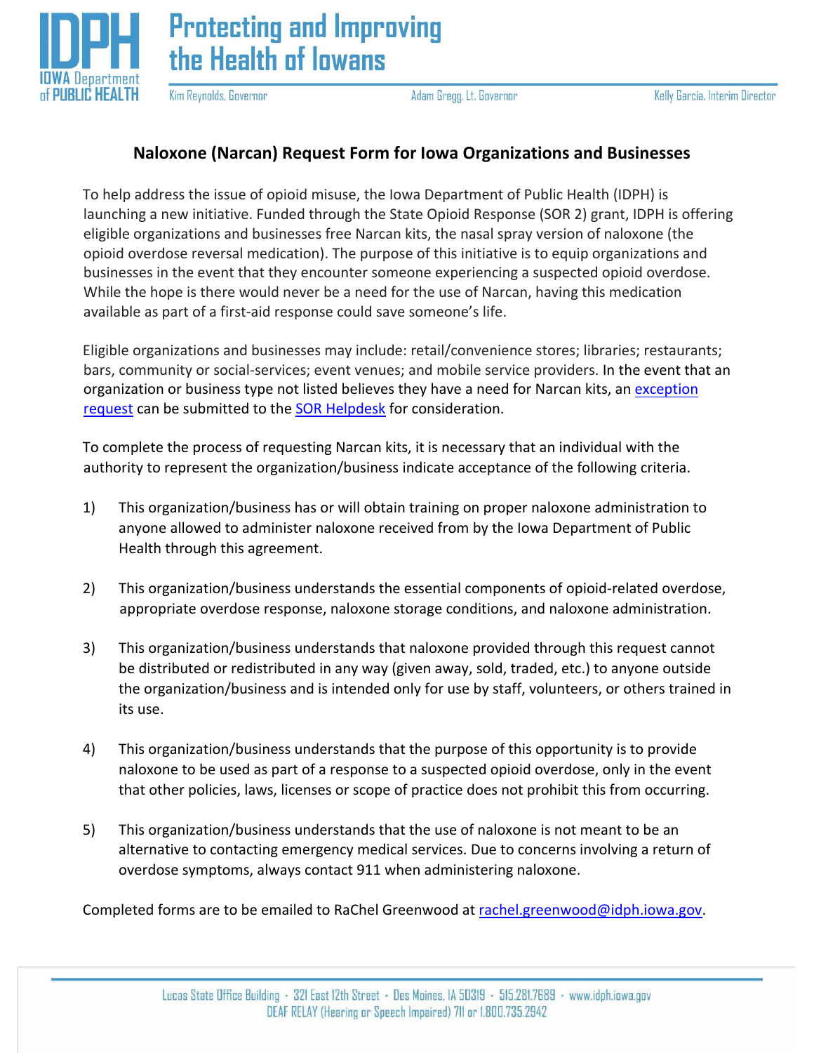# IDPH IOWA Department of PUBLIC HEALTH

**Protecting and Improving the Health of Iowans**

Kim Reynolds, Governor | Adam Gregg, Lt. Governor | Kelly Garcia, Interim Director

## Naloxone (Narcan) Request Form for Iowa Organizations and Businesses

To help address the issue of opioid misuse, the Iowa Department of Public Health (IDPH) is launching a new initiative. Funded through the State Opioid Response (SOR 2) grant, IDPH is offering eligible organizations and businesses free Narcan kits, the nasal spray version of naloxone (the opioid overdose reversal medication). The purpose of this initiative is to equip organizations and businesses in the event that they encounter someone experiencing a suspected opioid overdose. While the hope is there would never be a need for the use of Narcan, having this medication available as part of a first-aid response could save someone's life.

Eligible organizations and businesses may include: retail/convenience stores; libraries; restaurants; bars, community or social-services; event venues; and mobile service providers. In the event that an organization or business type not listed believes they have a need for Narcan kits, an exception request can be submitted to the SOR Helpdesk for consideration.

To complete the process of requesting Narcan kits, it is necessary that an individual with the authority to represent the organization/business indicate acceptance of the following criteria.

1) This organization/business has or will obtain training on proper naloxone administration to anyone allowed to administer naloxone received from by the Iowa Department of Public Health through this agreement.

2) This organization/business understands the essential components of opioid-related overdose, appropriate overdose response, naloxone storage conditions, and naloxone administration.

3) This organization/business understands that naloxone provided through this request cannot be distributed or redistributed in any way (given away, sold, traded, etc.) to anyone outside the organization/business and is intended only for use by staff, volunteers, or others trained in its use.

4) This organization/business understands that the purpose of this opportunity is to provide naloxone to be used as part of a response to a suspected opioid overdose, only in the event that other policies, laws, licenses or scope of practice does not prohibit this from occurring.

5) This organization/business understands that the use of naloxone is not meant to be an alternative to contacting emergency medical services. Due to concerns involving a return of overdose symptoms, always contact 911 when administering naloxone.

Completed forms are to be emailed to RaChel Greenwood at rachel.greenwood@idph.iowa.gov.

Lucas State Office Building · 321 East 12th Street · Des Moines, IA 50319 · 515.281.7689 · www.idph.iowa.gov
DEAF RELAY (Hearing or Speech Impaired) 711 or 1.800.735.2942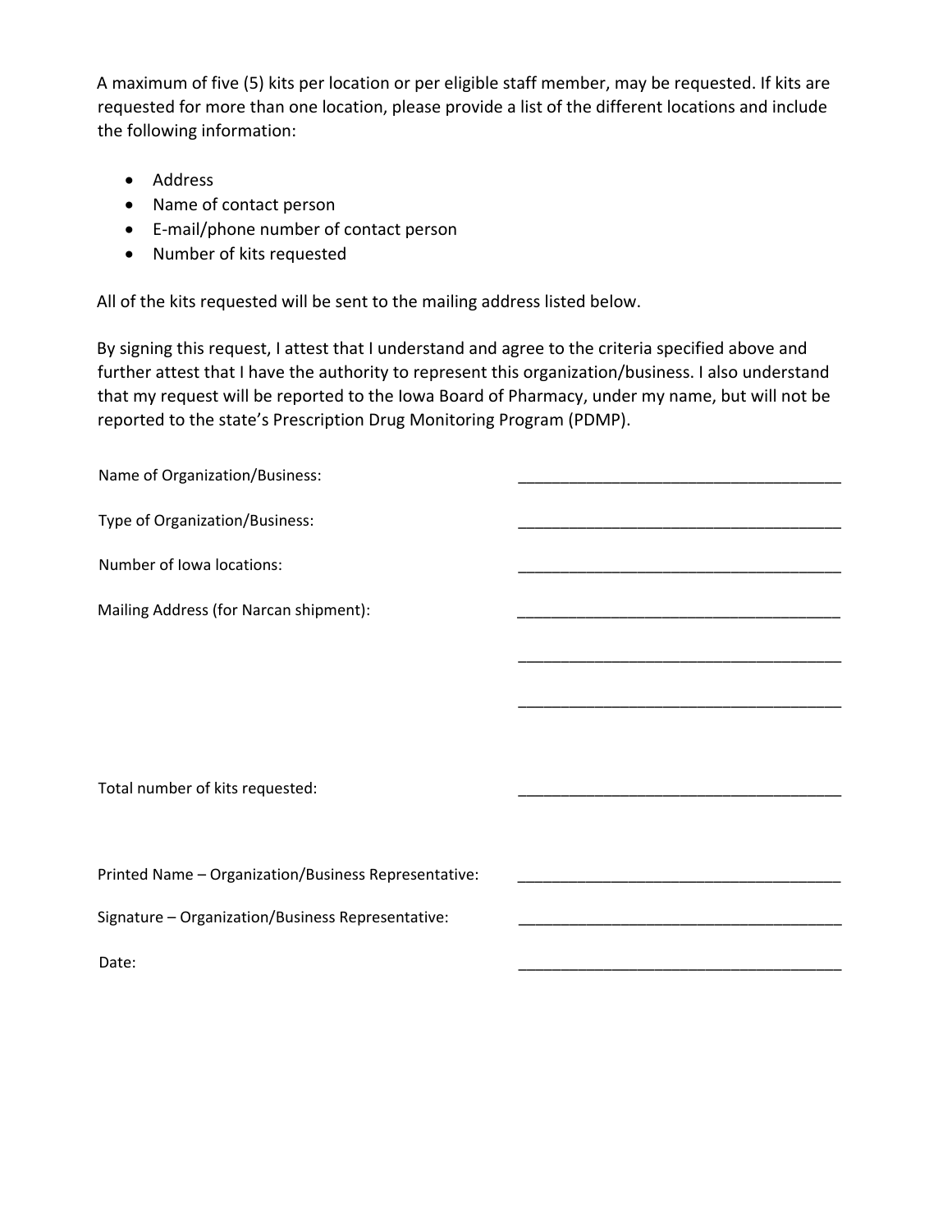A maximum of five (5) kits per location or per eligible staff member, may be requested. If kits are requested for more than one location, please provide a list of the different locations and include the following information:

- Address
- Name of contact person
- E-mail/phone number of contact person
- Number of kits requested

All of the kits requested will be sent to the mailing address listed below.

By signing this request, I attest that I understand and agree to the criteria specified above and further attest that I have the authority to represent this organization/business. I also understand that my request will be reported to the Iowa Board of Pharmacy, under my name, but will not be reported to the state's Prescription Drug Monitoring Program (PDMP).

Name of Organization/Business: ______________________________________

Type of Organization/Business: ______________________________________

Number of Iowa locations: ______________________________________

Mailing Address (for Narcan shipment): ______________________________________

______________________________________

______________________________________

Total number of kits requested: ______________________________________

Printed Name – Organization/Business Representative: ______________________________________

Signature – Organization/Business Representative: ______________________________________

Date: ______________________________________